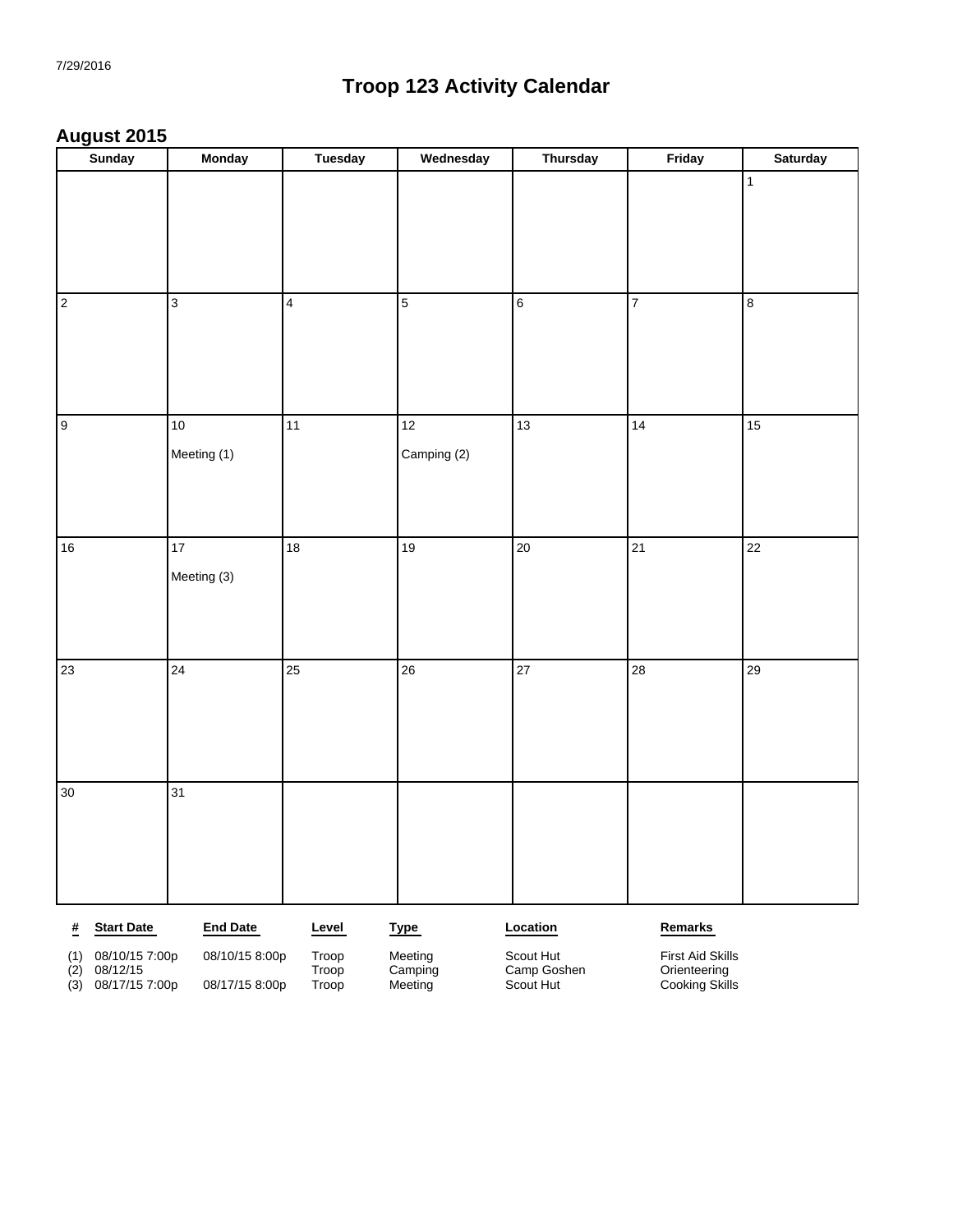7/29/2016

# Troop 123 Activity Calendar

## August 2015

| Sunday | Monday | Tuesday | Wednesday | Thursday | Friday | Saturday |
|---|---|---|---|---|---|---|
| | | | | | | 1 |
| 2 | 3 | 4 | 5 | 6 | 7 | 8 |
| 9 | 10<br>Meeting (1) | 11 | 12<br>Camping (2) | 13 | 14 | 15 |
| 16 | 17<br>Meeting (3) | 18 | 19 | 20 | 21 | 22 |
| 23 | 24 | 25 | 26 | 27 | 28 | 29 |
| 30 | 31 | | | | | |

| # | Start Date | End Date | Level | Type | Location | Remarks |
|---|---|---|---|---|---|---|
| (1) | 08/10/15 7:00p | 08/10/15 8:00p | Troop | Meeting | Scout Hut | First Aid Skills |
| (2) | 08/12/15 | | Troop | Camping | Camp Goshen | Orienteering |
| (3) | 08/17/15 7:00p | 08/17/15 8:00p | Troop | Meeting | Scout Hut | Cooking Skills |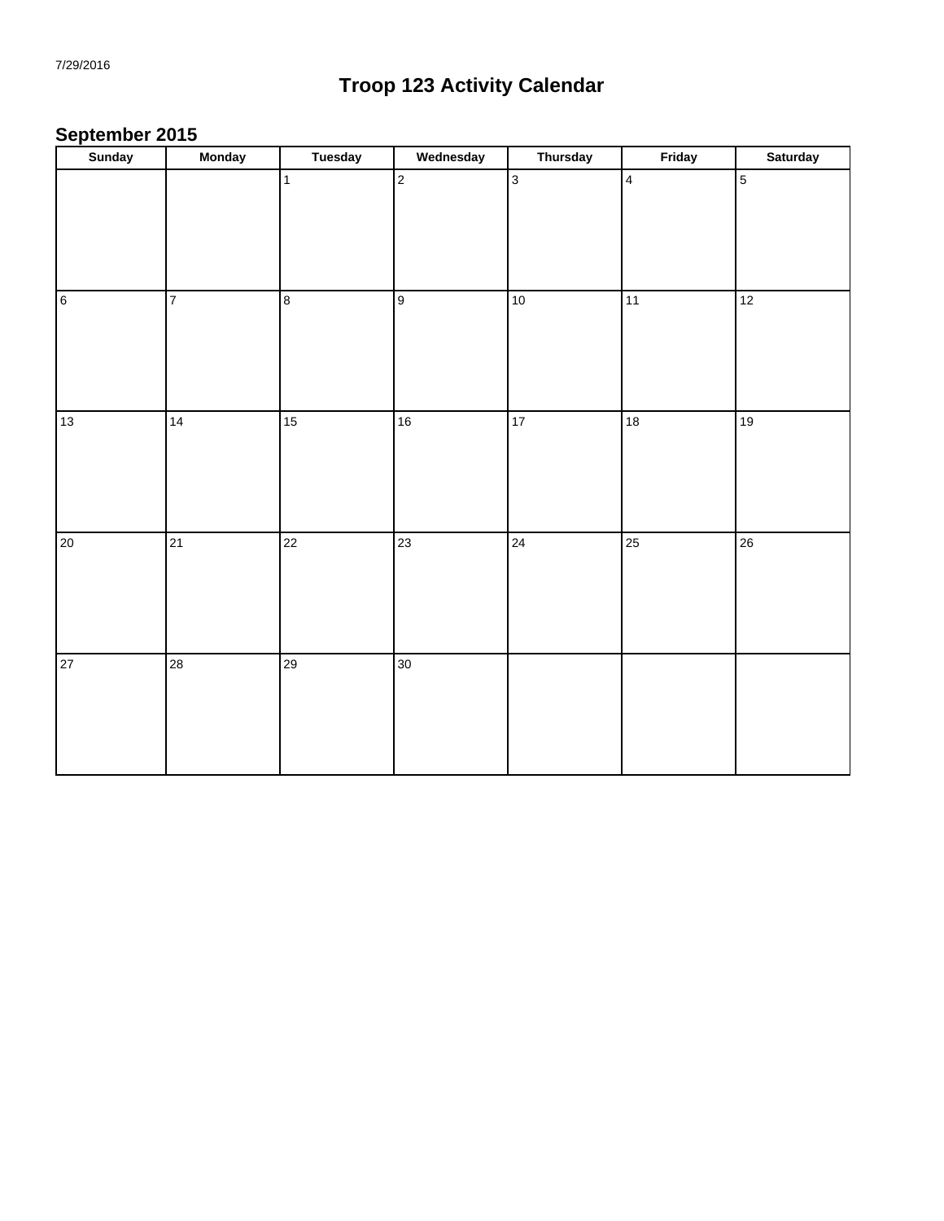# Troop 123 Activity Calendar

## September 2015

| Sunday | Monday | Tuesday | Wednesday | Thursday | Friday | Saturday |
|---|---|---|---|---|---|---|
| | | 1 | 2 | 3 | 4 | 5 |
| 6 | 7 | 8 | 9 | 10 | 11 | 12 |
| 13 | 14 | 15 | 16 | 17 | 18 | 19 |
| 20 | 21 | 22 | 23 | 24 | 25 | 26 |
| 27 | 28 | 29 | 30 | | | |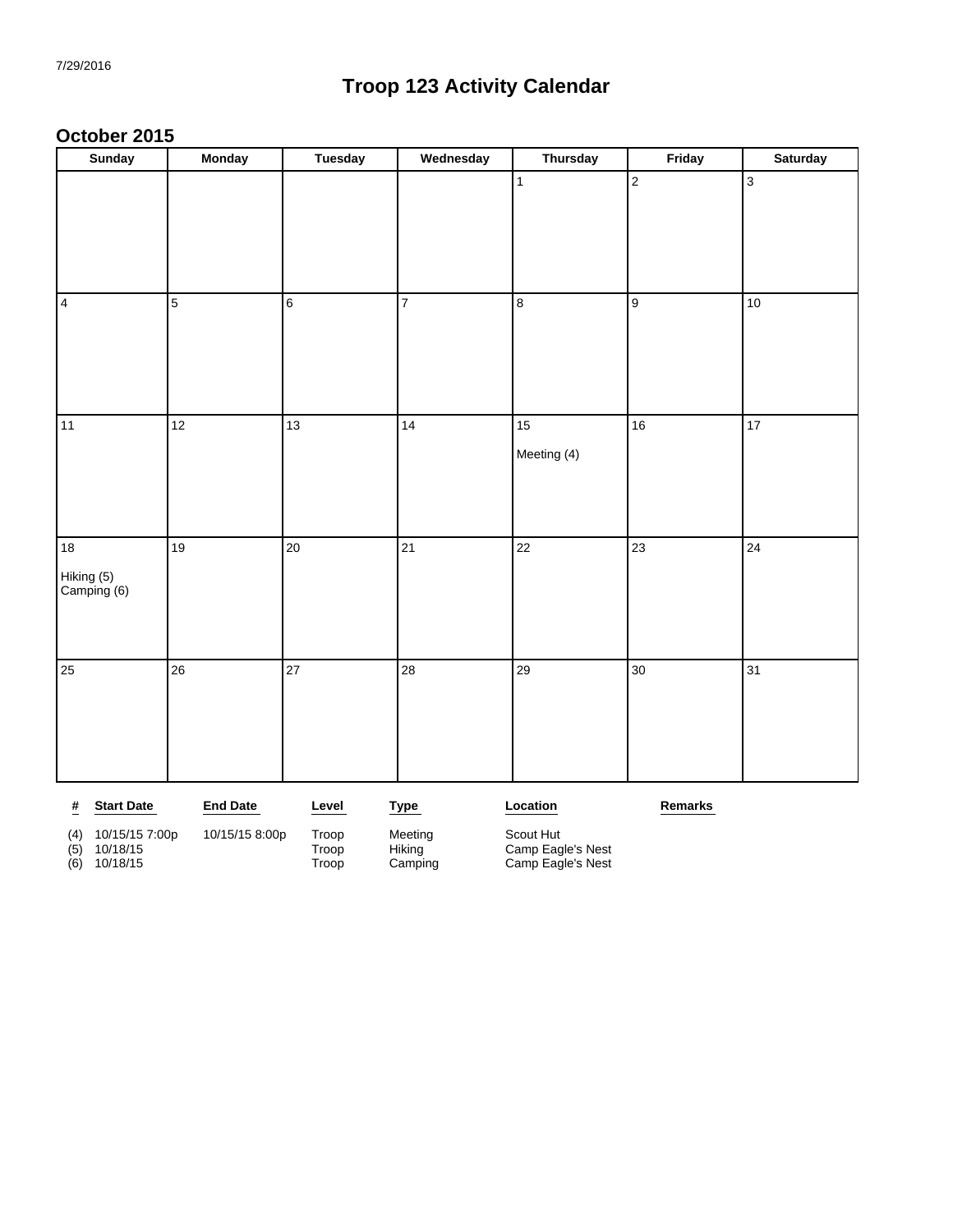7/29/2016

# Troop 123 Activity Calendar

## October 2015

| Sunday | Monday | Tuesday | Wednesday | Thursday | Friday | Saturday |
|---|---|---|---|---|---|---|
| | | | | 1 | 2 | 3 |
| 4 | 5 | 6 | 7 | 8 | 9 | 10 |
| 11 | 12 | 13 | 14 | 15<br>Meeting (4) | 16 | 17 |
| 18<br>Hiking (5)<br>Camping (6) | 19 | 20 | 21 | 22 | 23 | 24 |
| 25 | 26 | 27 | 28 | 29 | 30 | 31 |

| # | Start Date | End Date | Level | Type | Location | Remarks |
|---|---|---|---|---|---|---|
| (4) | 10/15/15 7:00p | 10/15/15 8:00p | Troop | Meeting | Scout Hut | |
| (5) | 10/18/15 | | Troop | Hiking | Camp Eagle's Nest | |
| (6) | 10/18/15 | | Troop | Camping | Camp Eagle's Nest | |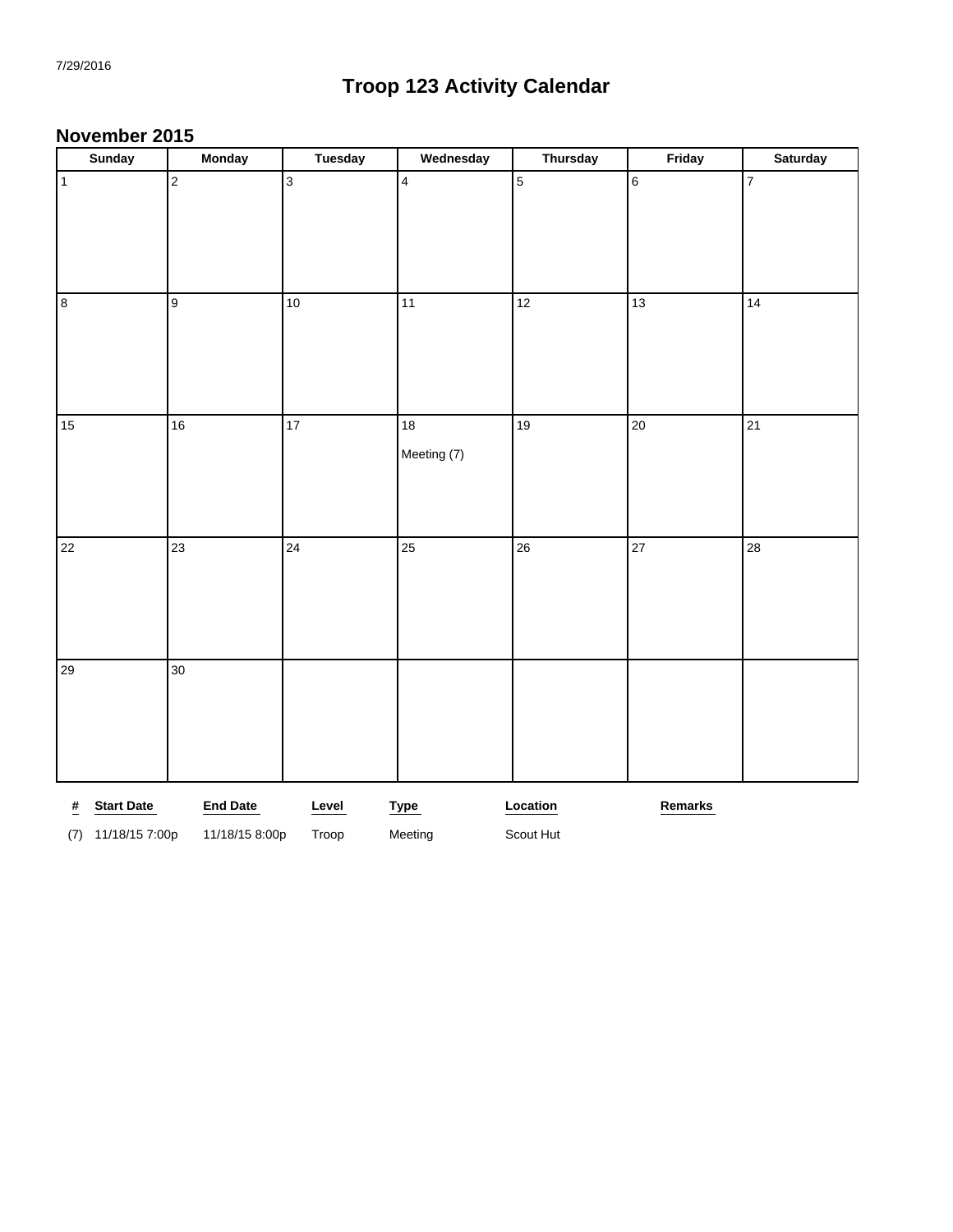# Troop 123 Activity Calendar

## November 2015

| Sunday | Monday | Tuesday | Wednesday | Thursday | Friday | Saturday |
|---|---|---|---|---|---|---|
| 1 | 2 | 3 | 4 | 5 | 6 | 7 |
| 8 | 9 | 10 | 11 | 12 | 13 | 14 |
| 15 | 16 | 17 | 18 Meeting (7) | 19 | 20 | 21 |
| 22 | 23 | 24 | 25 | 26 | 27 | 28 |
| 29 | 30 | | | | | |

| # | Start Date | End Date | Level | Type | Location | Remarks |
|---|---|---|---|---|---|---|
| (7) | 11/18/15 7:00p | 11/18/15 8:00p | Troop | Meeting | Scout Hut | |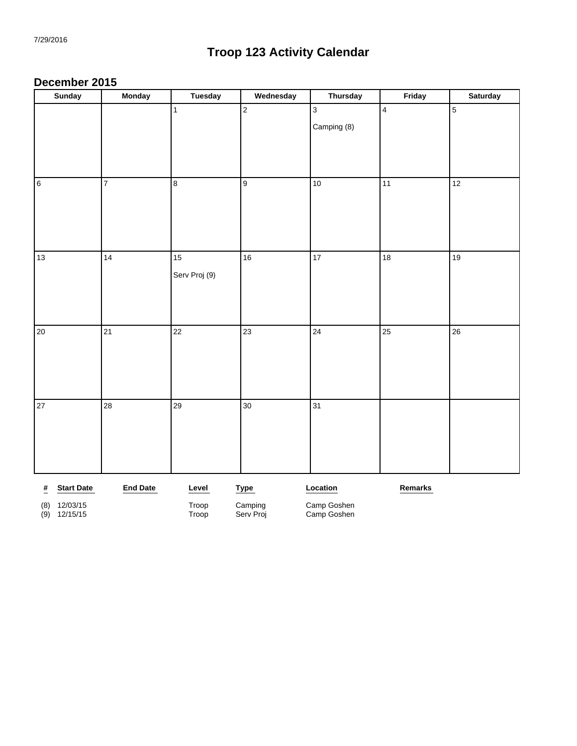# Troop 123 Activity Calendar

## December 2015

| Sunday | Monday | Tuesday | Wednesday | Thursday | Friday | Saturday |
|---|---|---|---|---|---|---|
| | | 1 | 2 | 3<br>Camping (8) | 4 | 5 |
| 6 | 7 | 8 | 9 | 10 | 11 | 12 |
| 13 | 14 | 15<br>Serv Proj (9) | 16 | 17 | 18 | 19 |
| 20 | 21 | 22 | 23 | 24 | 25 | 26 |
| 27 | 28 | 29 | 30 | 31 | | |

| # | Start Date | End Date | Level | Type | Location | Remarks |
|---|---|---|---|---|---|---|
| (8) | 12/03/15 | | Troop | Camping | Camp Goshen | |
| (9) | 12/15/15 | | Troop | Serv Proj | Camp Goshen | |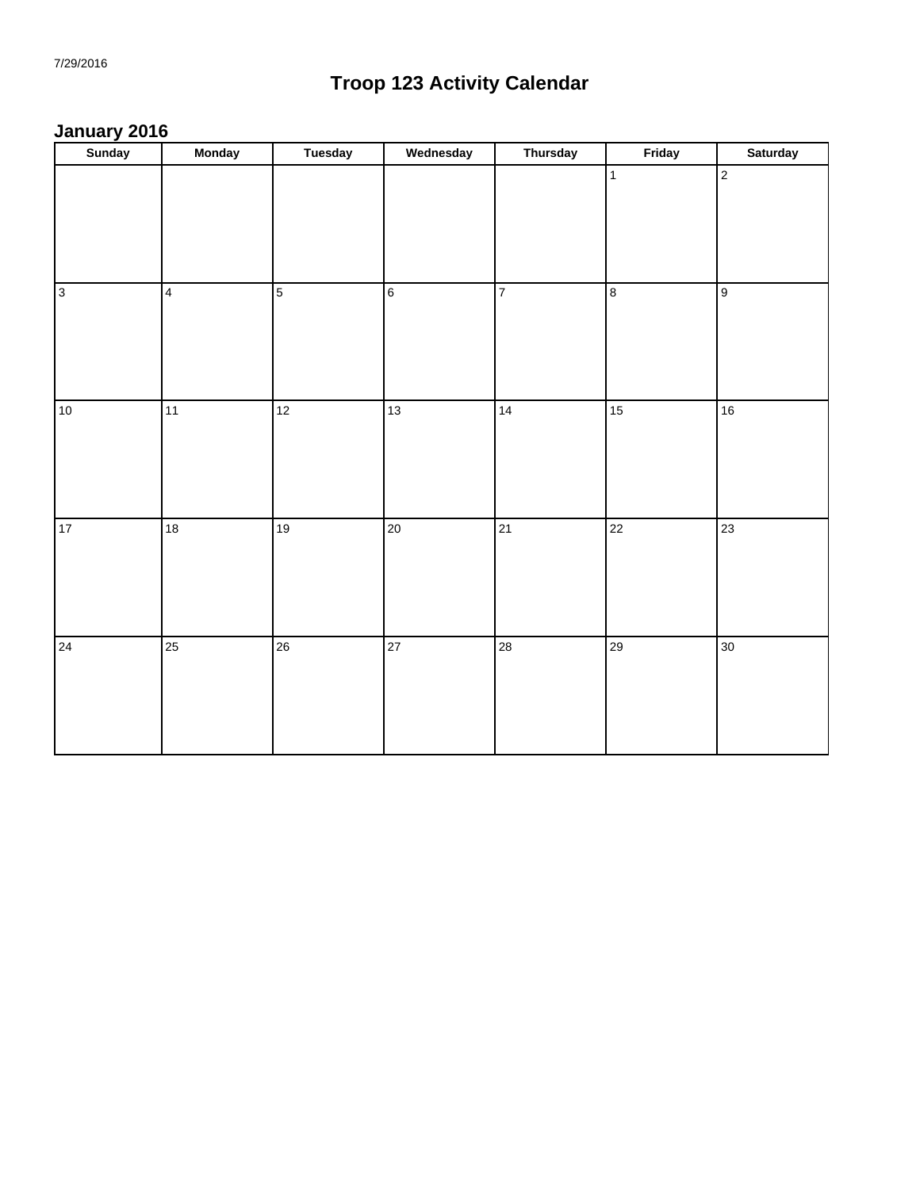7/29/2016

# Troop 123 Activity Calendar

## January 2016

| Sunday | Monday | Tuesday | Wednesday | Thursday | Friday | Saturday |
|---|---|---|---|---|---|---|
| | | | | | 1 | 2 |
| 3 | 4 | 5 | 6 | 7 | 8 | 9 |
| 10 | 11 | 12 | 13 | 14 | 15 | 16 |
| 17 | 18 | 19 | 20 | 21 | 22 | 23 |
| 24 | 25 | 26 | 27 | 28 | 29 | 30 |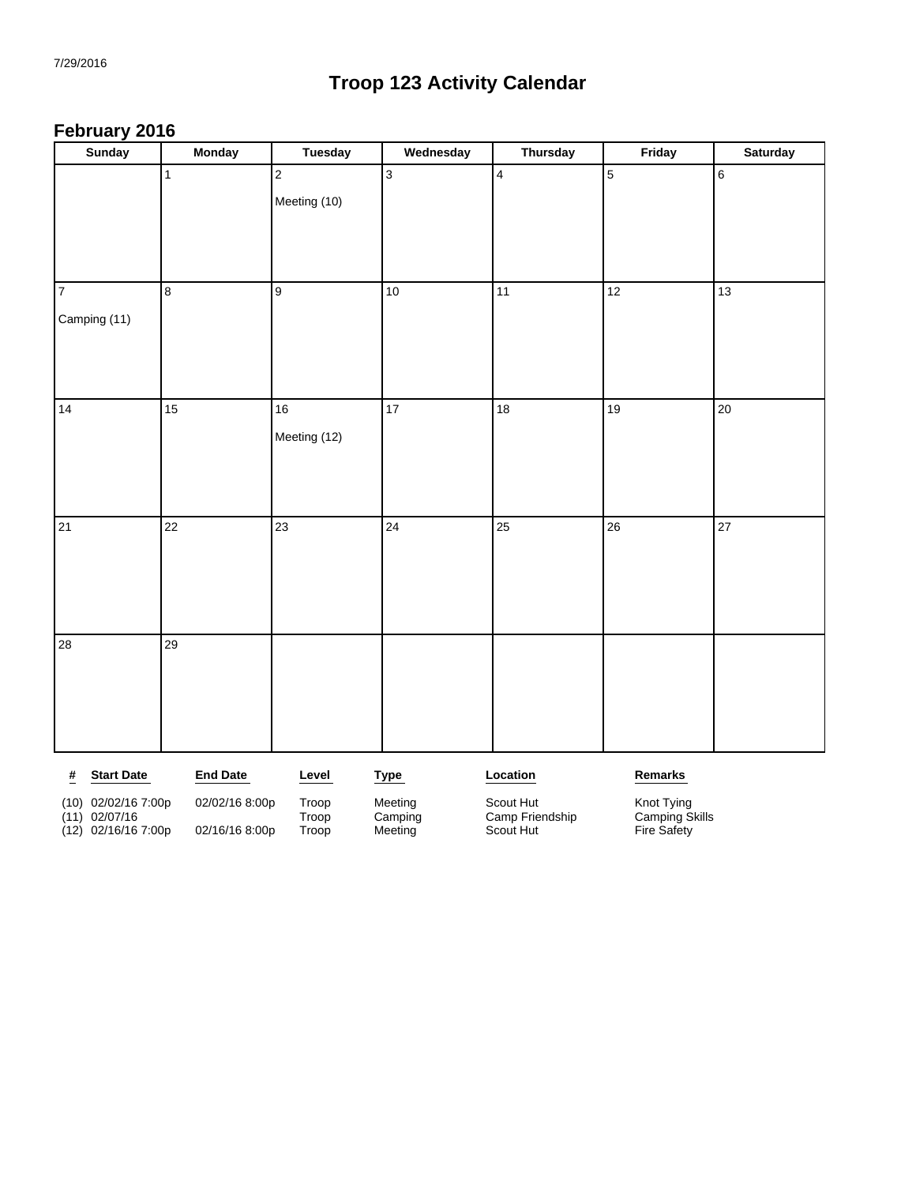7/29/2016

# Troop 123 Activity Calendar

## February 2016

| Sunday | Monday | Tuesday | Wednesday | Thursday | Friday | Saturday |
|---|---|---|---|---|---|---|
| | 1 | 2<br>Meeting (10) | 3 | 4 | 5 | 6 |
| 7<br>Camping (11) | 8 | 9 | 10 | 11 | 12 | 13 |
| 14 | 15 | 16<br>Meeting (12) | 17 | 18 | 19 | 20 |
| 21 | 22 | 23 | 24 | 25 | 26 | 27 |
| 28 | 29 | | | | | |

| # | Start Date | End Date | Level | Type | Location | Remarks |
|---|---|---|---|---|---|---|
| (10) | 02/02/16 7:00p | 02/02/16 8:00p | Troop | Meeting | Scout Hut | Knot Tying |
| (11) | 02/07/16 | | Troop | Camping | Camp Friendship | Camping Skills |
| (12) | 02/16/16 7:00p | 02/16/16 8:00p | Troop | Meeting | Scout Hut | Fire Safety |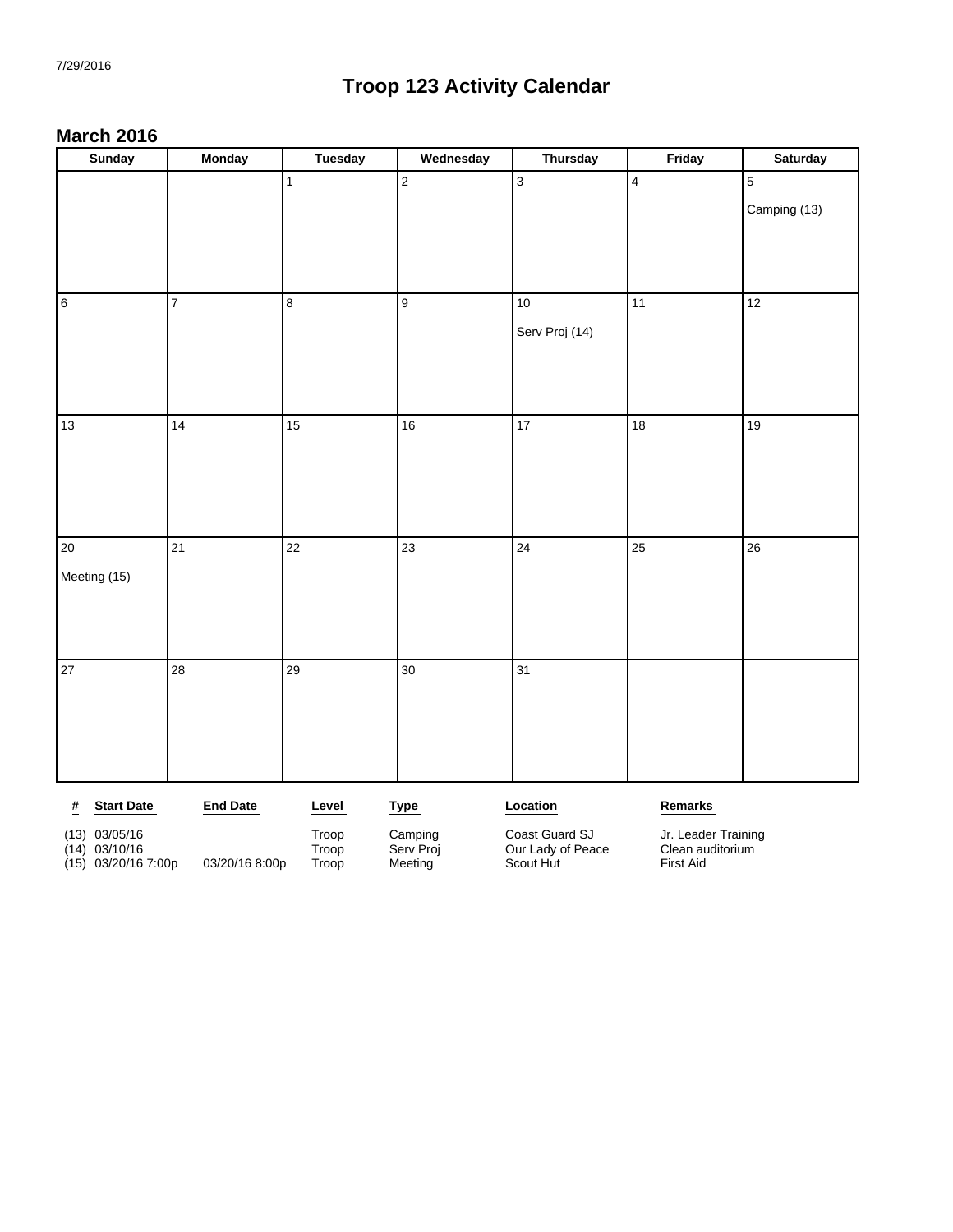7/29/2016

# Troop 123 Activity Calendar

## March 2016

| Sunday | Monday | Tuesday | Wednesday | Thursday | Friday | Saturday |
|---|---|---|---|---|---|---|
| | | 1 | 2 | 3 | 4 | 5<br>Camping (13) |
| 6 | 7 | 8 | 9 | 10<br>Serv Proj (14) | 11 | 12 |
| 13 | 14 | 15 | 16 | 17 | 18 | 19 |
| 20<br>Meeting (15) | 21 | 22 | 23 | 24 | 25 | 26 |
| 27 | 28 | 29 | 30 | 31 | | |

| # | Start Date | End Date | Level | Type | Location | Remarks |
|---|---|---|---|---|---|---|
| (13) | 03/05/16 | | Troop | Camping | Coast Guard SJ | Jr. Leader Training |
| (14) | 03/10/16 | | Troop | Serv Proj | Our Lady of Peace | Clean auditorium |
| (15) | 03/20/16 7:00p | 03/20/16 8:00p | Troop | Meeting | Scout Hut | First Aid |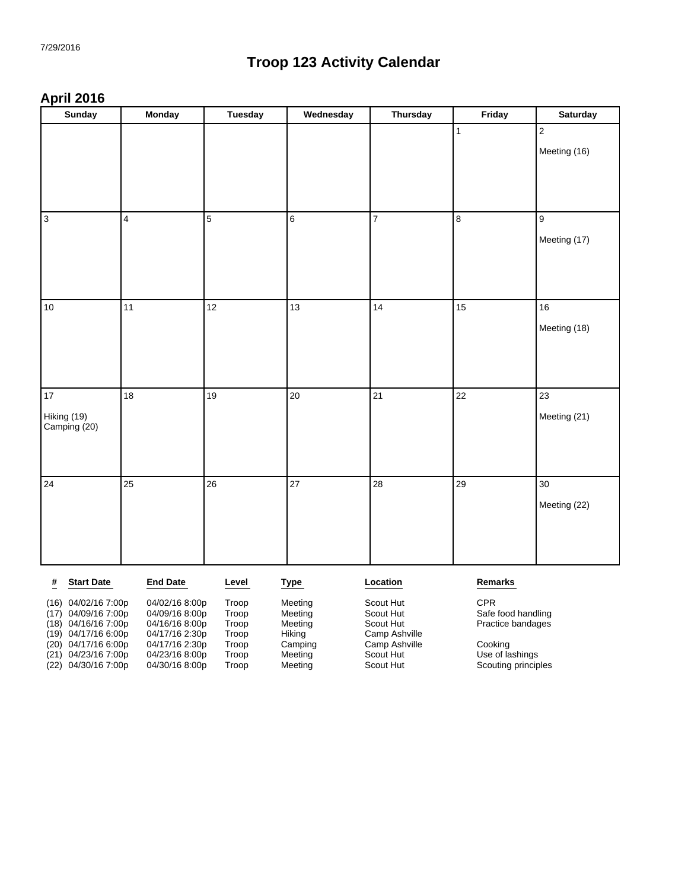7/29/2016

# Troop 123 Activity Calendar

## April 2016

| Sunday | Monday | Tuesday | Wednesday | Thursday | Friday | Saturday |
|---|---|---|---|---|---|---|
| | | | | | 1 | 2<br>Meeting (16) |
| 3 | 4 | 5 | 6 | 7 | 8 | 9<br>Meeting (17) |
| 10 | 11 | 12 | 13 | 14 | 15 | 16<br>Meeting (18) |
| 17<br>Hiking (19)<br>Camping (20) | 18 | 19 | 20 | 21 | 22 | 23<br>Meeting (21) |
| 24 | 25 | 26 | 27 | 28 | 29 | 30<br>Meeting (22) |

| # | Start Date | End Date | Level | Type | Location | Remarks |
|---|---|---|---|---|---|---|
| (16) | 04/02/16 7:00p | 04/02/16 8:00p | Troop | Meeting | Scout Hut | CPR |
| (17) | 04/09/16 7:00p | 04/09/16 8:00p | Troop | Meeting | Scout Hut | Safe food handling |
| (18) | 04/16/16 7:00p | 04/16/16 8:00p | Troop | Meeting | Scout Hut | Practice bandages |
| (19) | 04/17/16 6:00p | 04/17/16 2:30p | Troop | Hiking | Camp Ashville | |
| (20) | 04/17/16 6:00p | 04/17/16 2:30p | Troop | Camping | Camp Ashville | Cooking |
| (21) | 04/23/16 7:00p | 04/23/16 8:00p | Troop | Meeting | Scout Hut | Use of lashings |
| (22) | 04/30/16 7:00p | 04/30/16 8:00p | Troop | Meeting | Scout Hut | Scouting principles |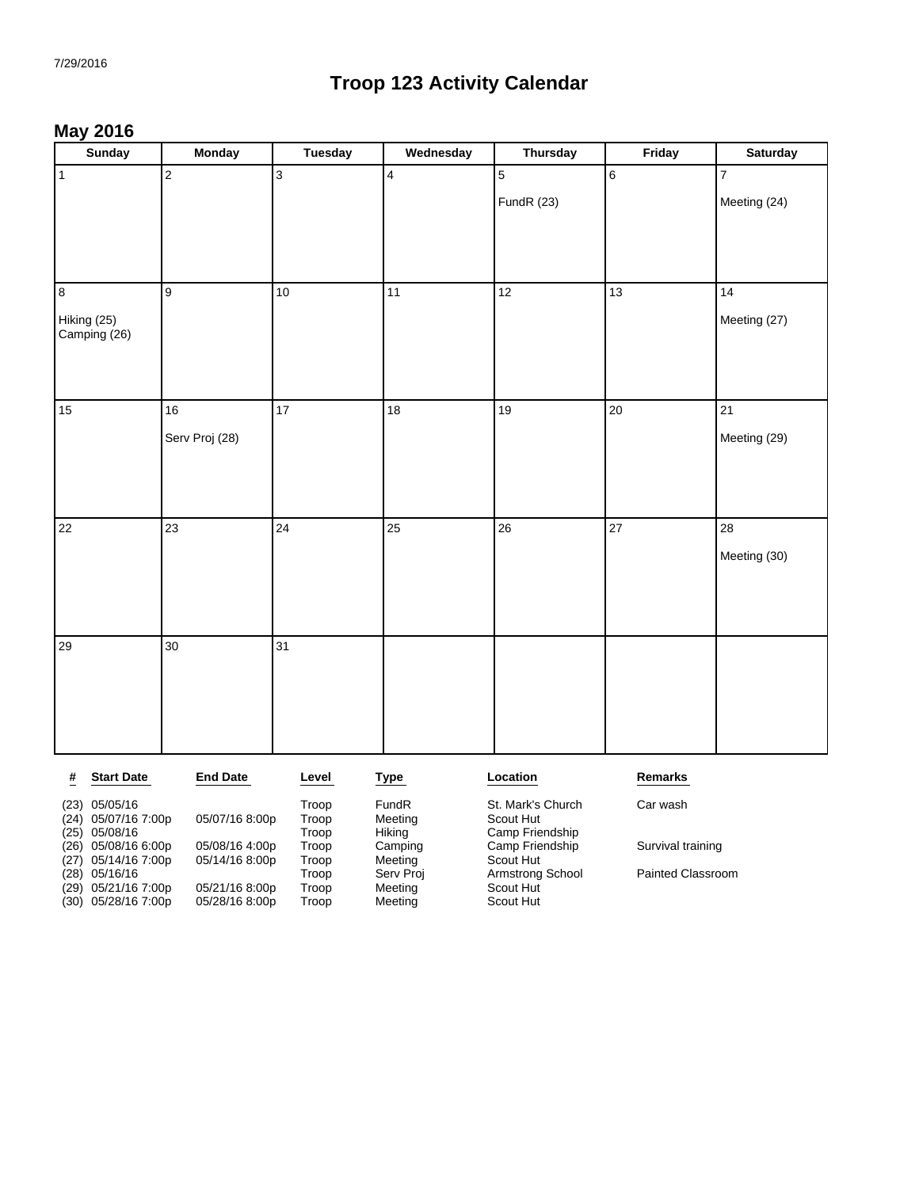7/29/2016

# Troop 123 Activity Calendar

## May 2016

| Sunday | Monday | Tuesday | Wednesday | Thursday | Friday | Saturday |
|---|---|---|---|---|---|---|
| 1 | 2 | 3 | 4 | 5<br>FundR (23) | 6 | 7<br>Meeting (24) |
| 8<br>Hiking (25)<br>Camping (26) | 9 | 10 | 11 | 12 | 13 | 14<br>Meeting (27) |
| 15 | 16<br>Serv Proj (28) | 17 | 18 | 19 | 20 | 21<br>Meeting (29) |
| 22 | 23 | 24 | 25 | 26 | 27 | 28<br>Meeting (30) |
| 29 | 30 | 31 | | | | |

| # | Start Date | End Date | Level | Type | Location | Remarks |
|---|---|---|---|---|---|---|
| (23) | 05/05/16 | | Troop | FundR | St. Mark's Church | Car wash |
| (24) | 05/07/16 7:00p | 05/07/16 8:00p | Troop | Meeting | Scout Hut | |
| (25) | 05/08/16 | | Troop | Hiking | Camp Friendship | |
| (26) | 05/08/16 6:00p | 05/08/16 4:00p | Troop | Camping | Camp Friendship | Survival training |
| (27) | 05/14/16 7:00p | 05/14/16 8:00p | Troop | Meeting | Scout Hut | |
| (28) | 05/16/16 | | Troop | Serv Proj | Armstrong School | Painted Classroom |
| (29) | 05/21/16 7:00p | 05/21/16 8:00p | Troop | Meeting | Scout Hut | |
| (30) | 05/28/16 7:00p | 05/28/16 8:00p | Troop | Meeting | Scout Hut | |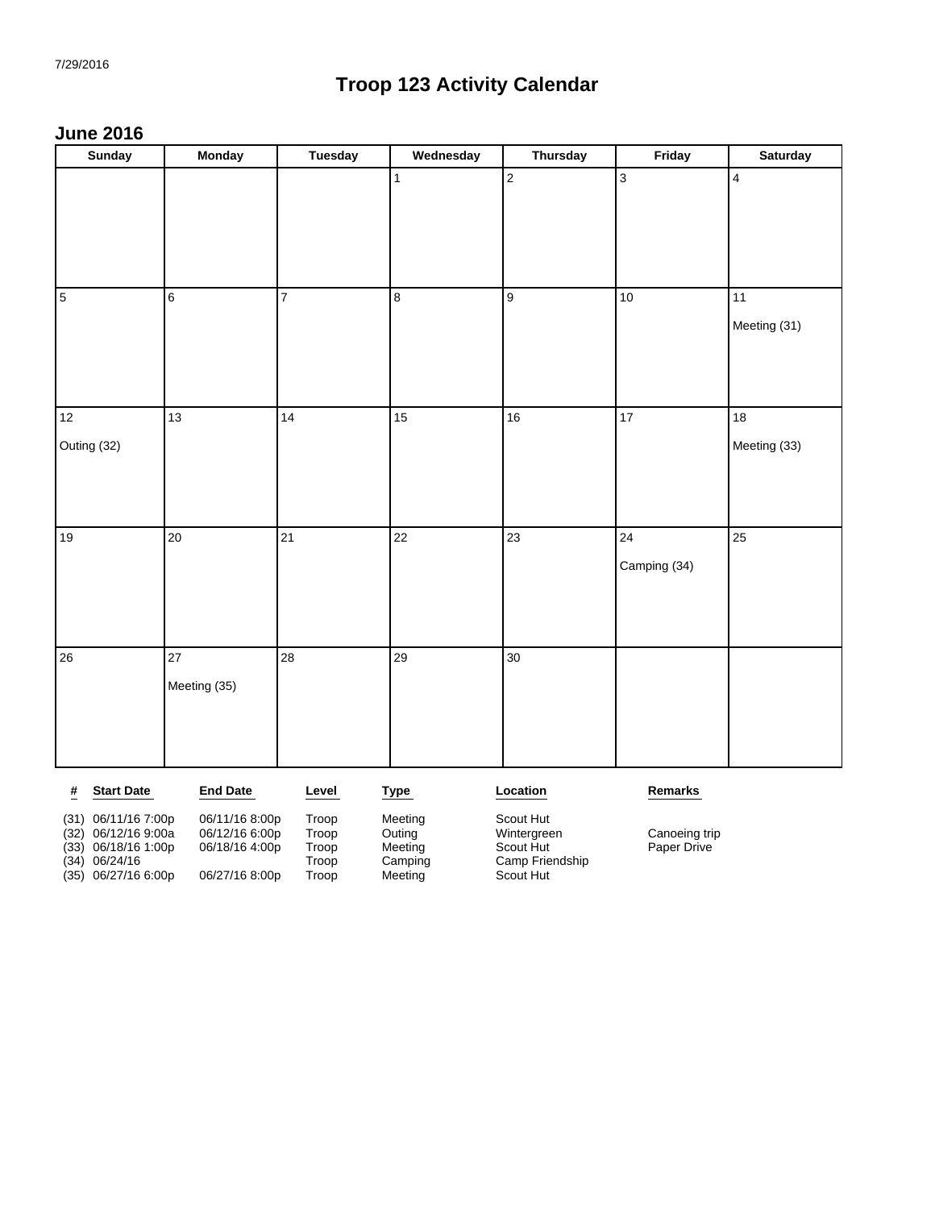7/29/2016

# Troop 123 Activity Calendar

## June 2016

| Sunday | Monday | Tuesday | Wednesday | Thursday | Friday | Saturday |
|---|---|---|---|---|---|---|
| | | | 1 | 2 | 3 | 4 |
| 5 | 6 | 7 | 8 | 9 | 10 | 11<br>Meeting (31) |
| 12<br>Outing (32) | 13 | 14 | 15 | 16 | 17 | 18<br>Meeting (33) |
| 19 | 20 | 21 | 22 | 23 | 24<br>Camping (34) | 25 |
| 26 | 27<br>Meeting (35) | 28 | 29 | 30 | | |

| # | Start Date | End Date | Level | Type | Location | Remarks |
|---|---|---|---|---|---|---|
| (31) | 06/11/16 7:00p | 06/11/16 8:00p | Troop | Meeting | Scout Hut | |
| (32) | 06/12/16 9:00a | 06/12/16 6:00p | Troop | Outing | Wintergreen | Canoeing trip |
| (33) | 06/18/16 1:00p | 06/18/16 4:00p | Troop | Meeting | Scout Hut | Paper Drive |
| (34) | 06/24/16 | | Troop | Camping | Camp Friendship | |
| (35) | 06/27/16 6:00p | 06/27/16 8:00p | Troop | Meeting | Scout Hut | |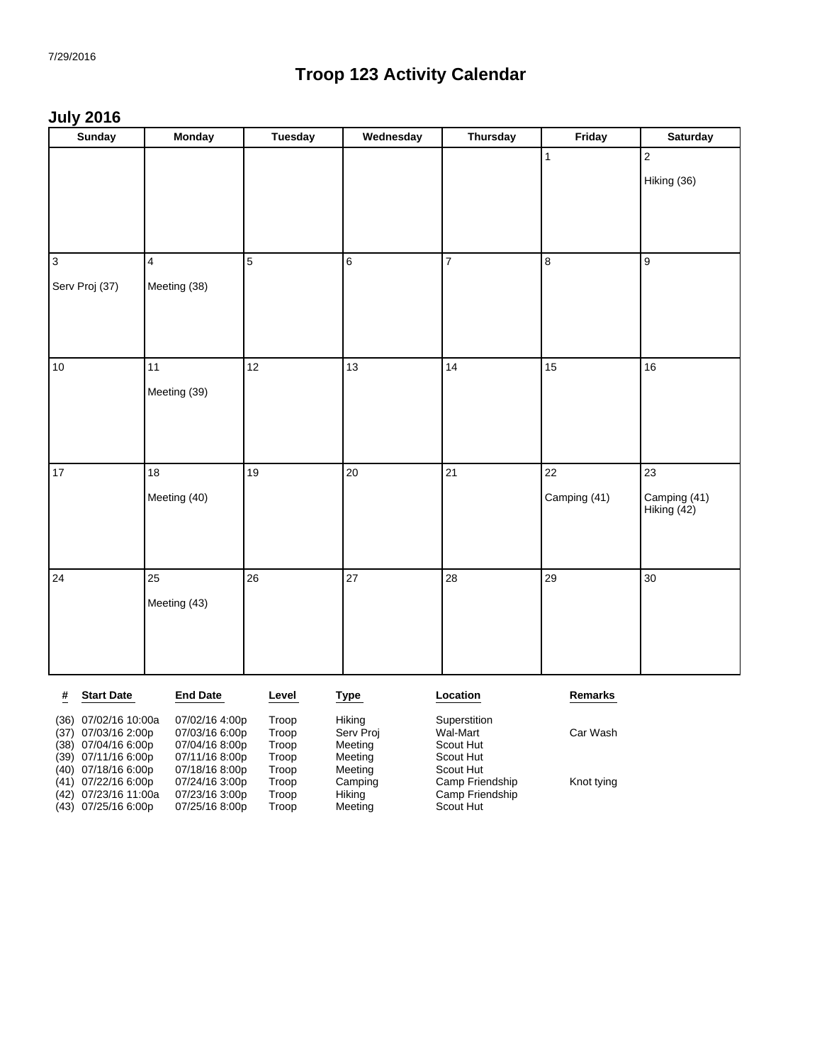7/29/2016

# Troop 123 Activity Calendar

## July 2016

| Sunday | Monday | Tuesday | Wednesday | Thursday | Friday | Saturday |
|---|---|---|---|---|---|---|
| | | | | | 1 | 2<br>Hiking (36) |
| 3<br>Serv Proj (37) | 4<br>Meeting (38) | 5 | 6 | 7 | 8 | 9 |
| 10 | 11<br>Meeting (39) | 12 | 13 | 14 | 15 | 16 |
| 17 | 18<br>Meeting (40) | 19 | 20 | 21 | 22<br>Camping (41) | 23<br>Camping (41)<br>Hiking (42) |
| 24 | 25<br>Meeting (43) | 26 | 27 | 28 | 29 | 30 |

| # | Start Date | End Date | Level | Type | Location | Remarks |
|---|---|---|---|---|---|---|
| (36) | 07/02/16 10:00a | 07/02/16 4:00p | Troop | Hiking | Superstition | |
| (37) | 07/03/16 2:00p | 07/03/16 6:00p | Troop | Serv Proj | Wal-Mart | Car Wash |
| (38) | 07/04/16 6:00p | 07/04/16 8:00p | Troop | Meeting | Scout Hut | |
| (39) | 07/11/16 6:00p | 07/11/16 8:00p | Troop | Meeting | Scout Hut | |
| (40) | 07/18/16 6:00p | 07/18/16 8:00p | Troop | Meeting | Scout Hut | |
| (41) | 07/22/16 6:00p | 07/24/16 3:00p | Troop | Camping | Camp Friendship | Knot tying |
| (42) | 07/23/16 11:00a | 07/23/16 3:00p | Troop | Hiking | Camp Friendship | |
| (43) | 07/25/16 6:00p | 07/25/16 8:00p | Troop | Meeting | Scout Hut | |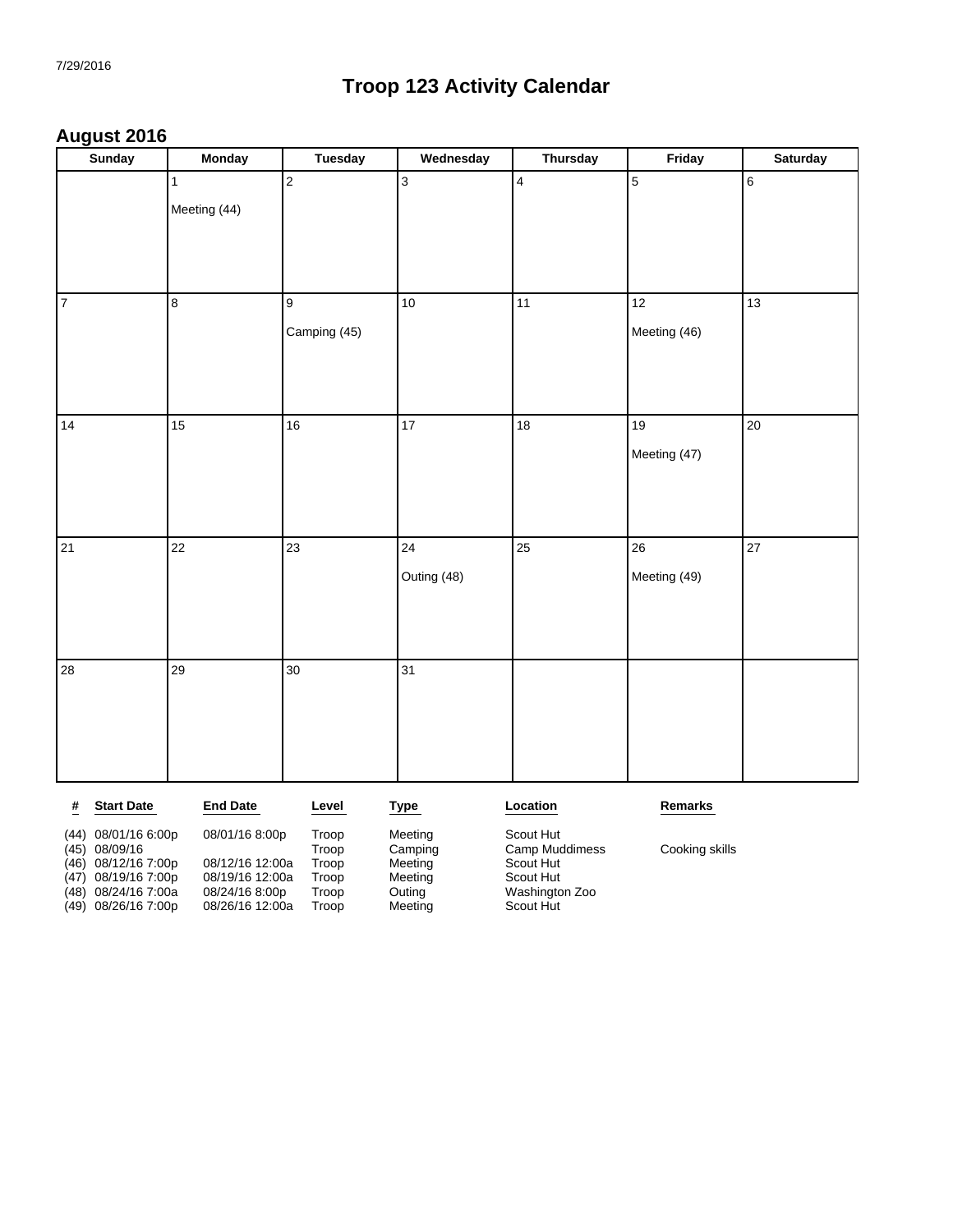7/29/2016

# Troop 123 Activity Calendar

## August 2016

| Sunday | Monday | Tuesday | Wednesday | Thursday | Friday | Saturday |
|---|---|---|---|---|---|---|
| | 1<br>Meeting (44) | 2 | 3 | 4 | 5 | 6 |
| 7 | 8 | 9<br>Camping (45) | 10 | 11 | 12<br>Meeting (46) | 13 |
| 14 | 15 | 16 | 17 | 18 | 19<br>Meeting (47) | 20 |
| 21 | 22 | 23 | 24<br>Outing (48) | 25 | 26<br>Meeting (49) | 27 |
| 28 | 29 | 30 | 31 | | | |

| # | Start Date | End Date | Level | Type | Location | Remarks |
|---|---|---|---|---|---|---|
| (44) | 08/01/16 6:00p | 08/01/16 8:00p | Troop | Meeting | Scout Hut | |
| (45) | 08/09/16 | | Troop | Camping | Camp Muddimess | Cooking skills |
| (46) | 08/12/16 7:00p | 08/12/16 12:00a | Troop | Meeting | Scout Hut | |
| (47) | 08/19/16 7:00p | 08/19/16 12:00a | Troop | Meeting | Scout Hut | |
| (48) | 08/24/16 7:00a | 08/24/16 8:00p | Troop | Outing | Washington Zoo | |
| (49) | 08/26/16 7:00p | 08/26/16 12:00a | Troop | Meeting | Scout Hut | |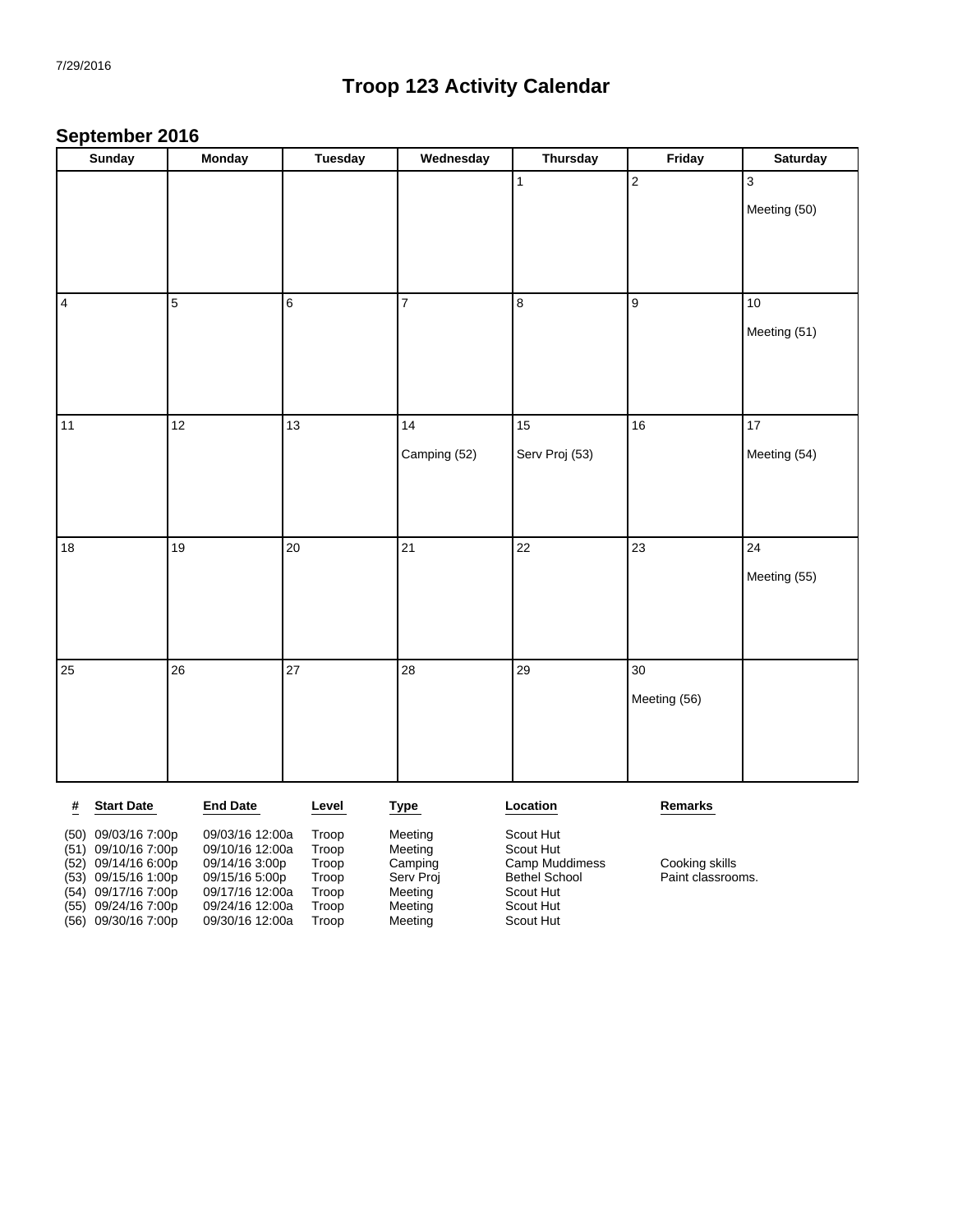7/29/2016

# Troop 123 Activity Calendar

## September 2016

| Sunday | Monday | Tuesday | Wednesday | Thursday | Friday | Saturday |
|---|---|---|---|---|---|---|
| | | | | 1 | 2 | 3<br>Meeting (50) |
| 4 | 5 | 6 | 7 | 8 | 9 | 10<br>Meeting (51) |
| 11 | 12 | 13 | 14<br>Camping (52) | 15<br>Serv Proj (53) | 16 | 17<br>Meeting (54) |
| 18 | 19 | 20 | 21 | 22 | 23 | 24<br>Meeting (55) |
| 25 | 26 | 27 | 28 | 29 | 30<br>Meeting (56) | |

| # | Start Date | End Date | Level | Type | Location | Remarks |
|---|---|---|---|---|---|---|
| (50) | 09/03/16 7:00p | 09/03/16 12:00a | Troop | Meeting | Scout Hut | |
| (51) | 09/10/16 7:00p | 09/10/16 12:00a | Troop | Meeting | Scout Hut | |
| (52) | 09/14/16 6:00p | 09/14/16 3:00p | Troop | Camping | Camp Muddimess | Cooking skills |
| (53) | 09/15/16 1:00p | 09/15/16 5:00p | Troop | Serv Proj | Bethel School | Paint classrooms. |
| (54) | 09/17/16 7:00p | 09/17/16 12:00a | Troop | Meeting | Scout Hut | |
| (55) | 09/24/16 7:00p | 09/24/16 12:00a | Troop | Meeting | Scout Hut | |
| (56) | 09/30/16 7:00p | 09/30/16 12:00a | Troop | Meeting | Scout Hut | |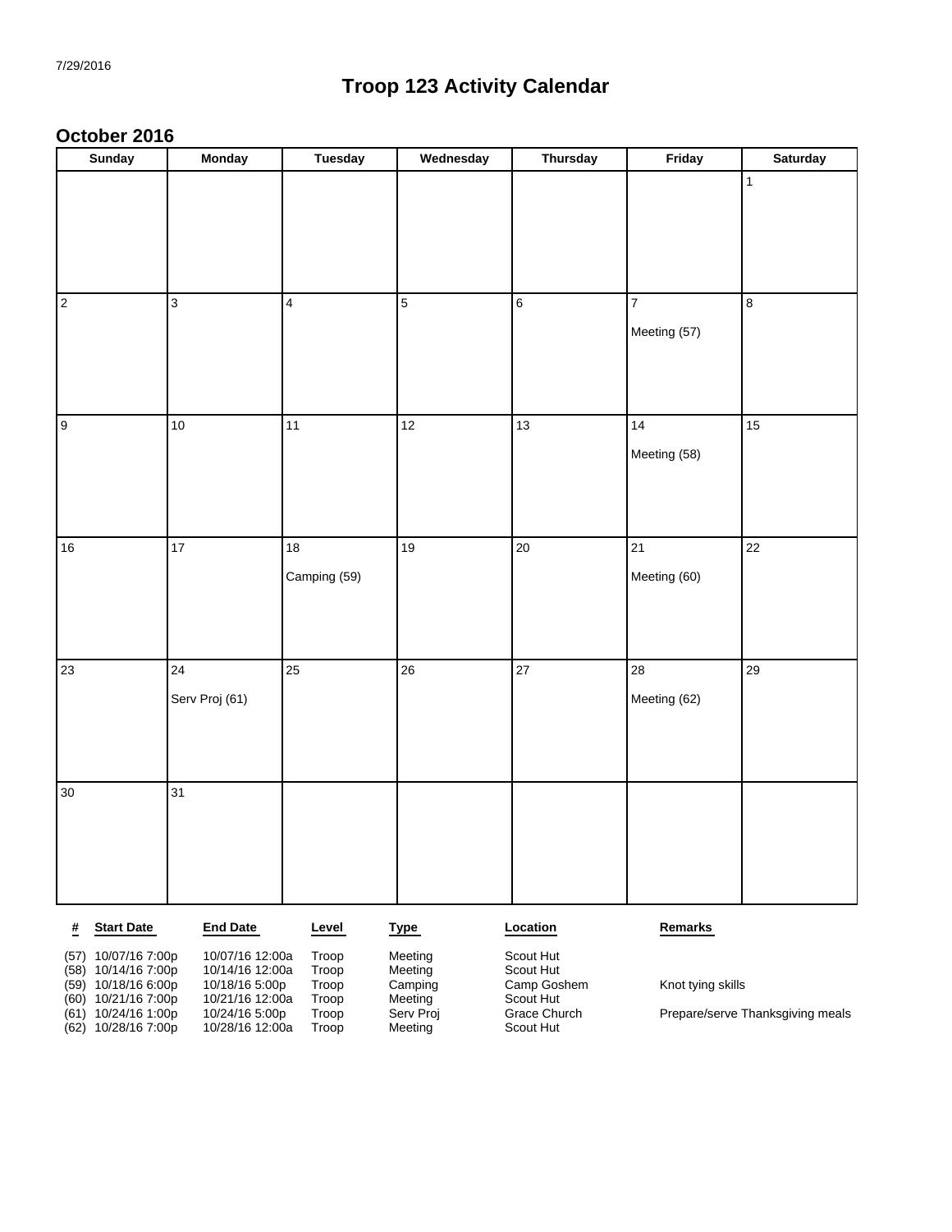7/29/2016

# Troop 123 Activity Calendar

## October 2016

| Sunday | Monday | Tuesday | Wednesday | Thursday | Friday | Saturday |
|---|---|---|---|---|---|---|
| | | | | | | 1 |
| 2 | 3 | 4 | 5 | 6 | 7<br>Meeting (57) | 8 |
| 9 | 10 | 11 | 12 | 13 | 14<br>Meeting (58) | 15 |
| 16 | 17 | 18<br>Camping (59) | 19 | 20 | 21<br>Meeting (60) | 22 |
| 23 | 24<br>Serv Proj (61) | 25 | 26 | 27 | 28<br>Meeting (62) | 29 |
| 30 | 31 | | | | | |

| # | Start Date | End Date | Level | Type | Location | Remarks |
|---|---|---|---|---|---|---|
| (57) | 10/07/16 7:00p | 10/07/16 12:00a | Troop | Meeting | Scout Hut | |
| (58) | 10/14/16 7:00p | 10/14/16 12:00a | Troop | Meeting | Scout Hut | |
| (59) | 10/18/16 6:00p | 10/18/16 5:00p | Troop | Camping | Camp Goshem | Knot tying skills |
| (60) | 10/21/16 7:00p | 10/21/16 12:00a | Troop | Meeting | Scout Hut | |
| (61) | 10/24/16 1:00p | 10/24/16 5:00p | Troop | Serv Proj | Grace Church | Prepare/serve Thanksgiving meals |
| (62) | 10/28/16 7:00p | 10/28/16 12:00a | Troop | Meeting | Scout Hut | |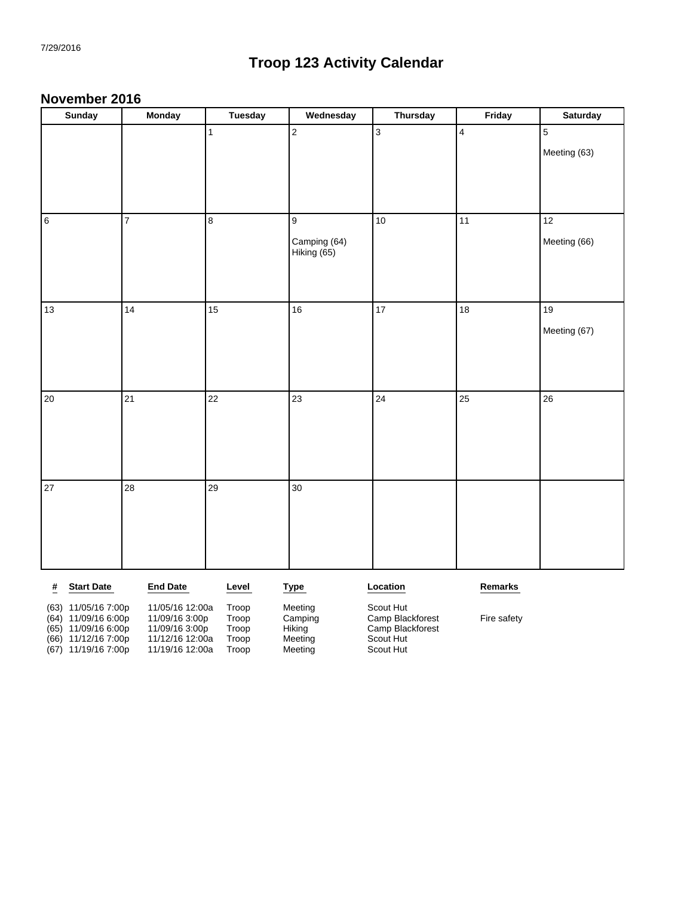7/29/2016

# Troop 123 Activity Calendar

## November 2016

| Sunday | Monday | Tuesday | Wednesday | Thursday | Friday | Saturday |
|---|---|---|---|---|---|---|
| | | 1 | 2 | 3 | 4 | 5<br>Meeting (63) |
| 6 | 7 | 8 | 9<br>Camping (64)<br>Hiking (65) | 10 | 11 | 12<br>Meeting (66) |
| 13 | 14 | 15 | 16 | 17 | 18 | 19<br>Meeting (67) |
| 20 | 21 | 22 | 23 | 24 | 25 | 26 |
| 27 | 28 | 29 | 30 | | | |

| # | Start Date | End Date | Level | Type | Location | Remarks |
|---|---|---|---|---|---|---|
| (63) | 11/05/16 7:00p | 11/05/16 12:00a | Troop | Meeting | Scout Hut | |
| (64) | 11/09/16 6:00p | 11/09/16 3:00p | Troop | Camping | Camp Blackforest | Fire safety |
| (65) | 11/09/16 6:00p | 11/09/16 3:00p | Troop | Hiking | Camp Blackforest | |
| (66) | 11/12/16 7:00p | 11/12/16 12:00a | Troop | Meeting | Scout Hut | |
| (67) | 11/19/16 7:00p | 11/19/16 12:00a | Troop | Meeting | Scout Hut | |